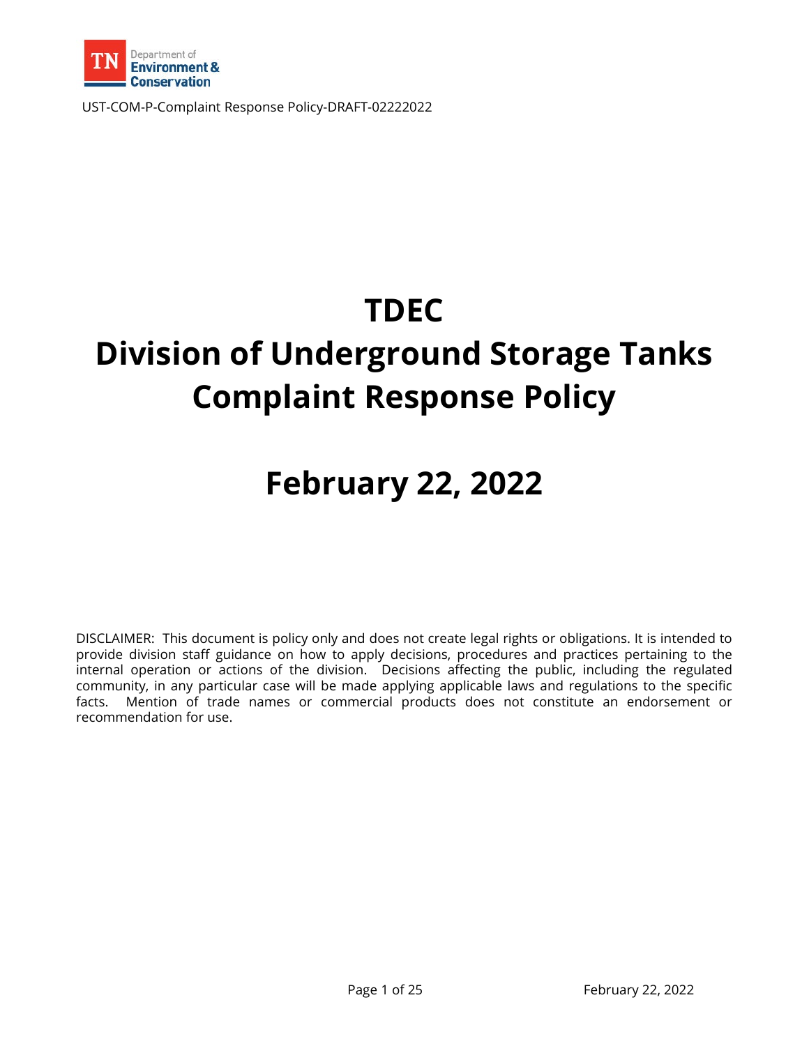UST-COM-P-Complaint Response Policy-DRAFT-02222022

# TDEC
# Division of Underground Storage Tanks
# Complaint Response Policy

# February 22, 2022

DISCLAIMER: This document is policy only and does not create legal rights or obligations. It is intended to provide division staff guidance on how to apply decisions, procedures and practices pertaining to the internal operation or actions of the division. Decisions affecting the public, including the regulated community, in any particular case will be made applying applicable laws and regulations to the specific facts. Mention of trade names or commercial products does not constitute an endorsement or recommendation for use.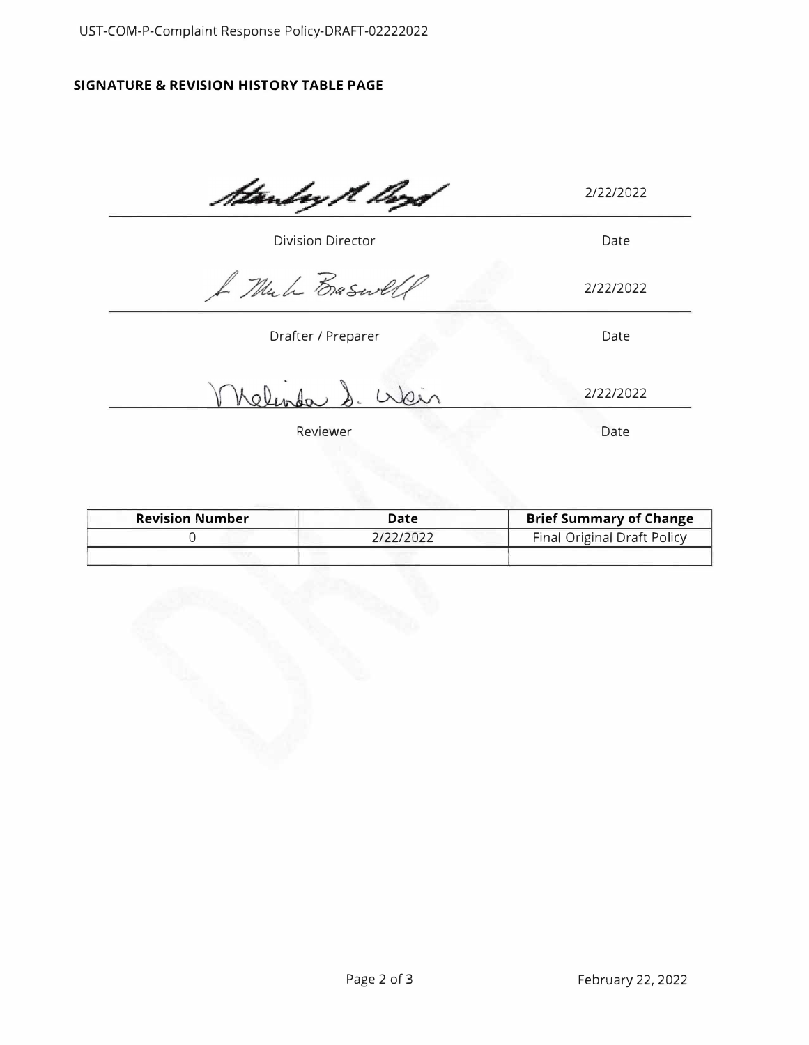**SIGNATURE & REVISION HISTORY TABLE PAGE**

Stanley R. Boyd — 2/22/2022

Division Director — Date

L. Mark Braswell — 2/22/2022

Drafter / Preparer — Date

Melinda S. Weir — 2/22/2022

Reviewer — Date

| Revision Number | Date | Brief Summary of Change |
| --- | --- | --- |
| 0 | 2/22/2022 | Final Original Draft Policy |
| | | |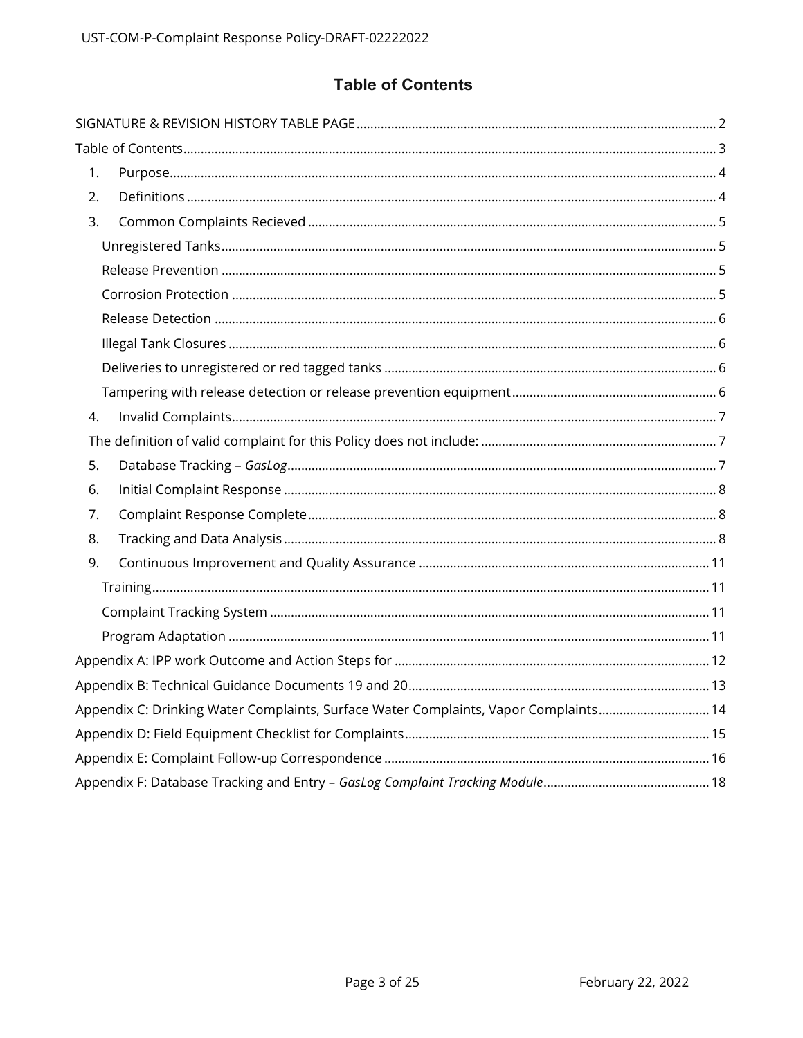# Table of Contents

SIGNATURE & REVISION HISTORY TABLE PAGE ........ 2

Table of Contents ........ 3

1. Purpose ........ 4
2. Definitions ........ 4
3. Common Complaints Recieved ........ 5
   - Unregistered Tanks ........ 5
   - Release Prevention ........ 5
   - Corrosion Protection ........ 5
   - Release Detection ........ 6
   - Illegal Tank Closures ........ 6
   - Deliveries to unregistered or red tagged tanks ........ 6
   - Tampering with release detection or release prevention equipment ........ 6
4. Invalid Complaints ........ 7

   The definition of valid complaint for this Policy does not include: ........ 7

5. Database Tracking – *GasLog* ........ 7
6. Initial Complaint Response ........ 8
7. Complaint Response Complete ........ 8
8. Tracking and Data Analysis ........ 8
9. Continuous Improvement and Quality Assurance ........ 11
   - Training ........ 11
   - Complaint Tracking System ........ 11
   - Program Adaptation ........ 11

Appendix A: IPP work Outcome and Action Steps for ........ 12

Appendix B: Technical Guidance Documents 19 and 20 ........ 13

Appendix C: Drinking Water Complaints, Surface Water Complaints, Vapor Complaints ........ 14

Appendix D: Field Equipment Checklist for Complaints ........ 15

Appendix E: Complaint Follow-up Correspondence ........ 16

Appendix F: Database Tracking and Entry – *GasLog Complaint Tracking Module* ........ 18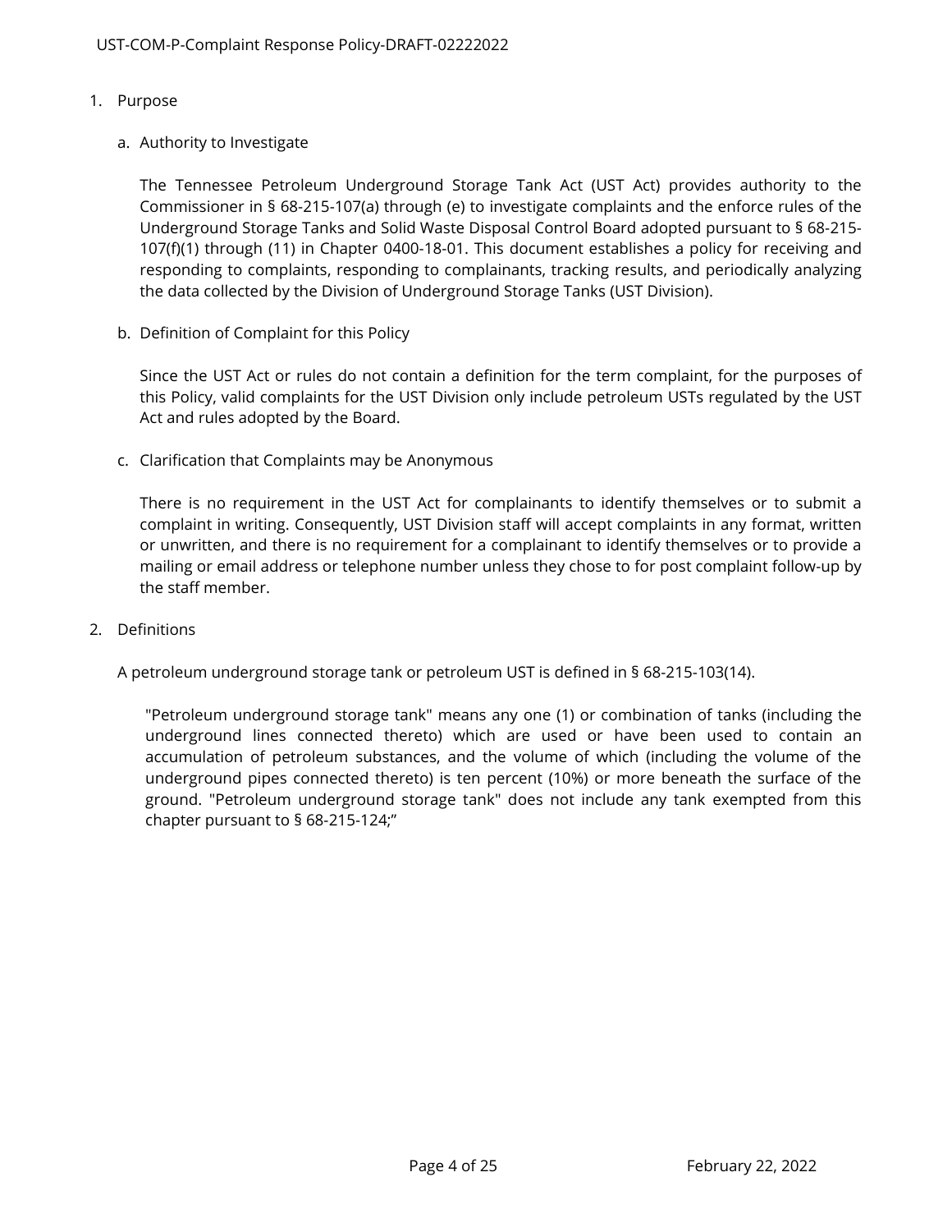1. Purpose

   a. Authority to Investigate

      The Tennessee Petroleum Underground Storage Tank Act (UST Act) provides authority to the Commissioner in § 68-215-107(a) through (e) to investigate complaints and the enforce rules of the Underground Storage Tanks and Solid Waste Disposal Control Board adopted pursuant to § 68-215-107(f)(1) through (11) in Chapter 0400-18-01. This document establishes a policy for receiving and responding to complaints, responding to complainants, tracking results, and periodically analyzing the data collected by the Division of Underground Storage Tanks (UST Division).

   b. Definition of Complaint for this Policy

      Since the UST Act or rules do not contain a definition for the term complaint, for the purposes of this Policy, valid complaints for the UST Division only include petroleum USTs regulated by the UST Act and rules adopted by the Board.

   c. Clarification that Complaints may be Anonymous

      There is no requirement in the UST Act for complainants to identify themselves or to submit a complaint in writing. Consequently, UST Division staff will accept complaints in any format, written or unwritten, and there is no requirement for a complainant to identify themselves or to provide a mailing or email address or telephone number unless they chose to for post complaint follow-up by the staff member.

2. Definitions

   A petroleum underground storage tank or petroleum UST is defined in § 68-215-103(14).

   > "Petroleum underground storage tank" means any one (1) or combination of tanks (including the underground lines connected thereto) which are used or have been used to contain an accumulation of petroleum substances, and the volume of which (including the volume of the underground pipes connected thereto) is ten percent (10%) or more beneath the surface of the ground. "Petroleum underground storage tank" does not include any tank exempted from this chapter pursuant to § 68-215-124;"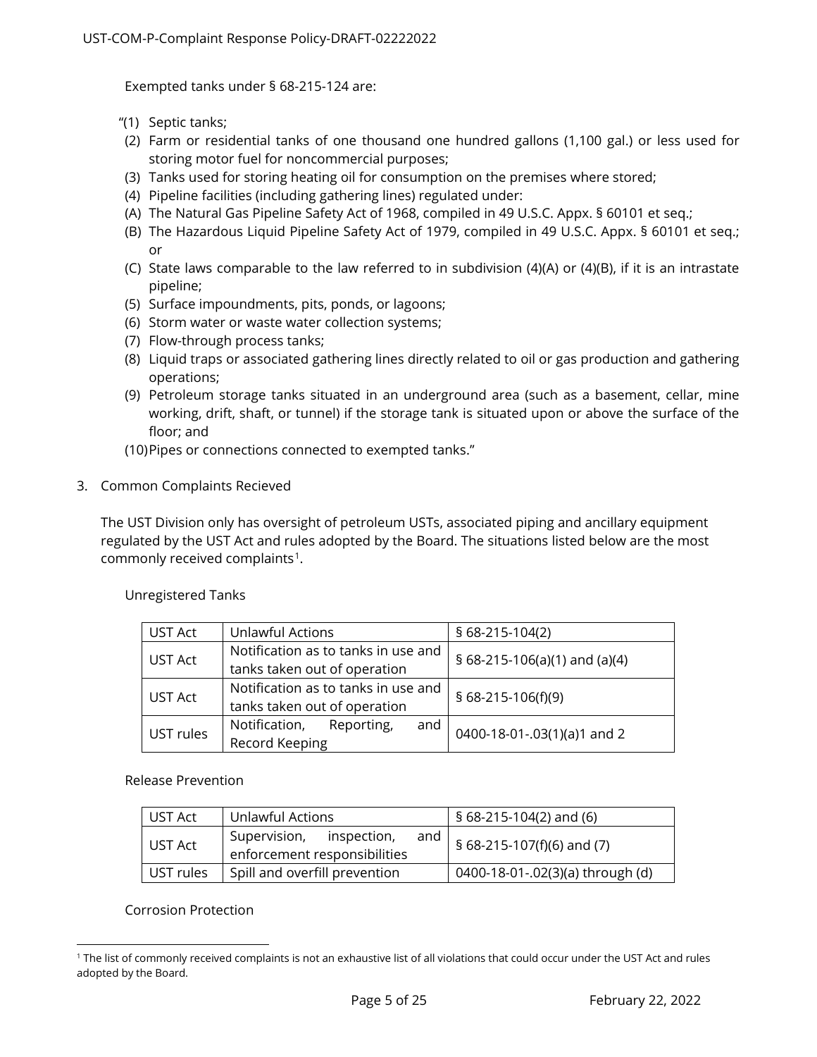Exempted tanks under § 68-215-124 are:

"(1) Septic tanks;
(2) Farm or residential tanks of one thousand one hundred gallons (1,100 gal.) or less used for storing motor fuel for noncommercial purposes;
(3) Tanks used for storing heating oil for consumption on the premises where stored;
(4) Pipeline facilities (including gathering lines) regulated under:
(A) The Natural Gas Pipeline Safety Act of 1968, compiled in 49 U.S.C. Appx. § 60101 et seq.;
(B) The Hazardous Liquid Pipeline Safety Act of 1979, compiled in 49 U.S.C. Appx. § 60101 et seq.; or
(C) State laws comparable to the law referred to in subdivision (4)(A) or (4)(B), if it is an intrastate pipeline;
(5) Surface impoundments, pits, ponds, or lagoons;
(6) Storm water or waste water collection systems;
(7) Flow-through process tanks;
(8) Liquid traps or associated gathering lines directly related to oil or gas production and gathering operations;
(9) Petroleum storage tanks situated in an underground area (such as a basement, cellar, mine working, drift, shaft, or tunnel) if the storage tank is situated upon or above the surface of the floor; and
(10) Pipes or connections connected to exempted tanks."

3. Common Complaints Recieved

The UST Division only has oversight of petroleum USTs, associated piping and ancillary equipment regulated by the UST Act and rules adopted by the Board. The situations listed below are the most commonly received complaints[1].

Unregistered Tanks

| UST Act | Unlawful Actions | § 68-215-104(2) |
|---|---|---|
| UST Act | Notification as to tanks in use and tanks taken out of operation | § 68-215-106(a)(1) and (a)(4) |
| UST Act | Notification as to tanks in use and tanks taken out of operation | § 68-215-106(f)(9) |
| UST rules | Notification, Reporting, and Record Keeping | 0400-18-01-.03(1)(a)1 and 2 |

Release Prevention

| UST Act | Unlawful Actions | § 68-215-104(2) and (6) |
|---|---|---|
| UST Act | Supervision, inspection, and enforcement responsibilities | § 68-215-107(f)(6) and (7) |
| UST rules | Spill and overfill prevention | 0400-18-01-.02(3)(a) through (d) |

Corrosion Protection

[1] The list of commonly received complaints is not an exhaustive list of all violations that could occur under the UST Act and rules adopted by the Board.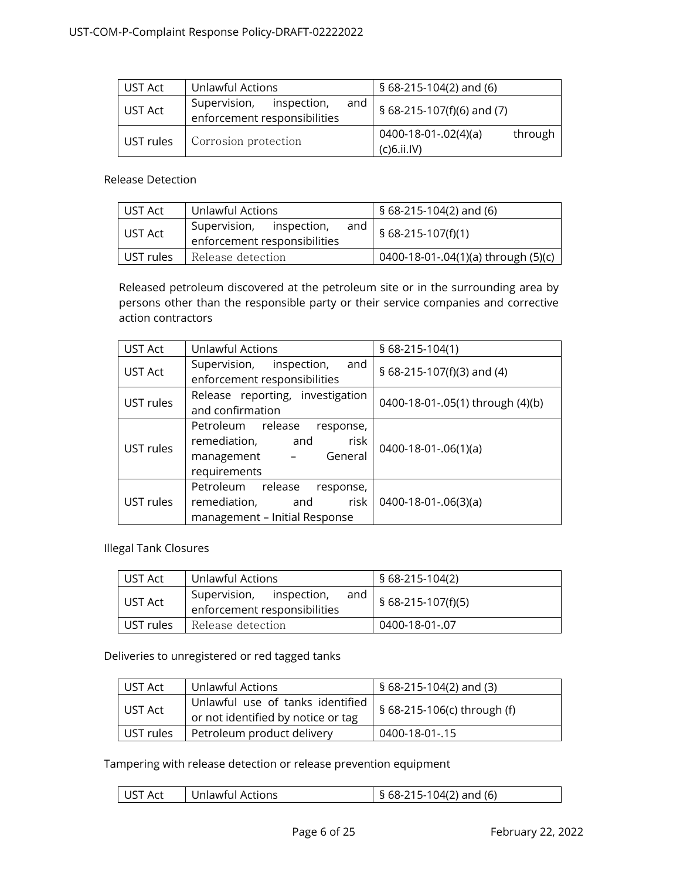| UST Act | Unlawful Actions | § 68-215-104(2) and (6) |
|---|---|---|
| UST Act | Supervision, inspection, and enforcement responsibilities | § 68-215-107(f)(6) and (7) |
| UST rules | Corrosion protection | 0400-18-01-.02(4)(a) through (c)6.ii.IV) |

Release Detection

| UST Act | Unlawful Actions | § 68-215-104(2) and (6) |
|---|---|---|
| UST Act | Supervision, inspection, and enforcement responsibilities | § 68-215-107(f)(1) |
| UST rules | Release detection | 0400-18-01-.04(1)(a) through (5)(c) |

Released petroleum discovered at the petroleum site or in the surrounding area by persons other than the responsible party or their service companies and corrective action contractors

| UST Act | Unlawful Actions | § 68-215-104(1) |
|---|---|---|
| UST Act | Supervision, inspection, and enforcement responsibilities | § 68-215-107(f)(3) and (4) |
| UST rules | Release reporting, investigation and confirmation | 0400-18-01-.05(1) through (4)(b) |
| UST rules | Petroleum release response, remediation, and risk management – General requirements | 0400-18-01-.06(1)(a) |
| UST rules | Petroleum release response, remediation, and risk management – Initial Response | 0400-18-01-.06(3)(a) |

Illegal Tank Closures

| UST Act | Unlawful Actions | § 68-215-104(2) |
|---|---|---|
| UST Act | Supervision, inspection, and enforcement responsibilities | § 68-215-107(f)(5) |
| UST rules | Release detection | 0400-18-01-.07 |

Deliveries to unregistered or red tagged tanks

| UST Act | Unlawful Actions | § 68-215-104(2) and (3) |
|---|---|---|
| UST Act | Unlawful use of tanks identified or not identified by notice or tag | § 68-215-106(c) through (f) |
| UST rules | Petroleum product delivery | 0400-18-01-.15 |

Tampering with release detection or release prevention equipment

| UST Act | Unlawful Actions | § 68-215-104(2) and (6) |
|---|---|---|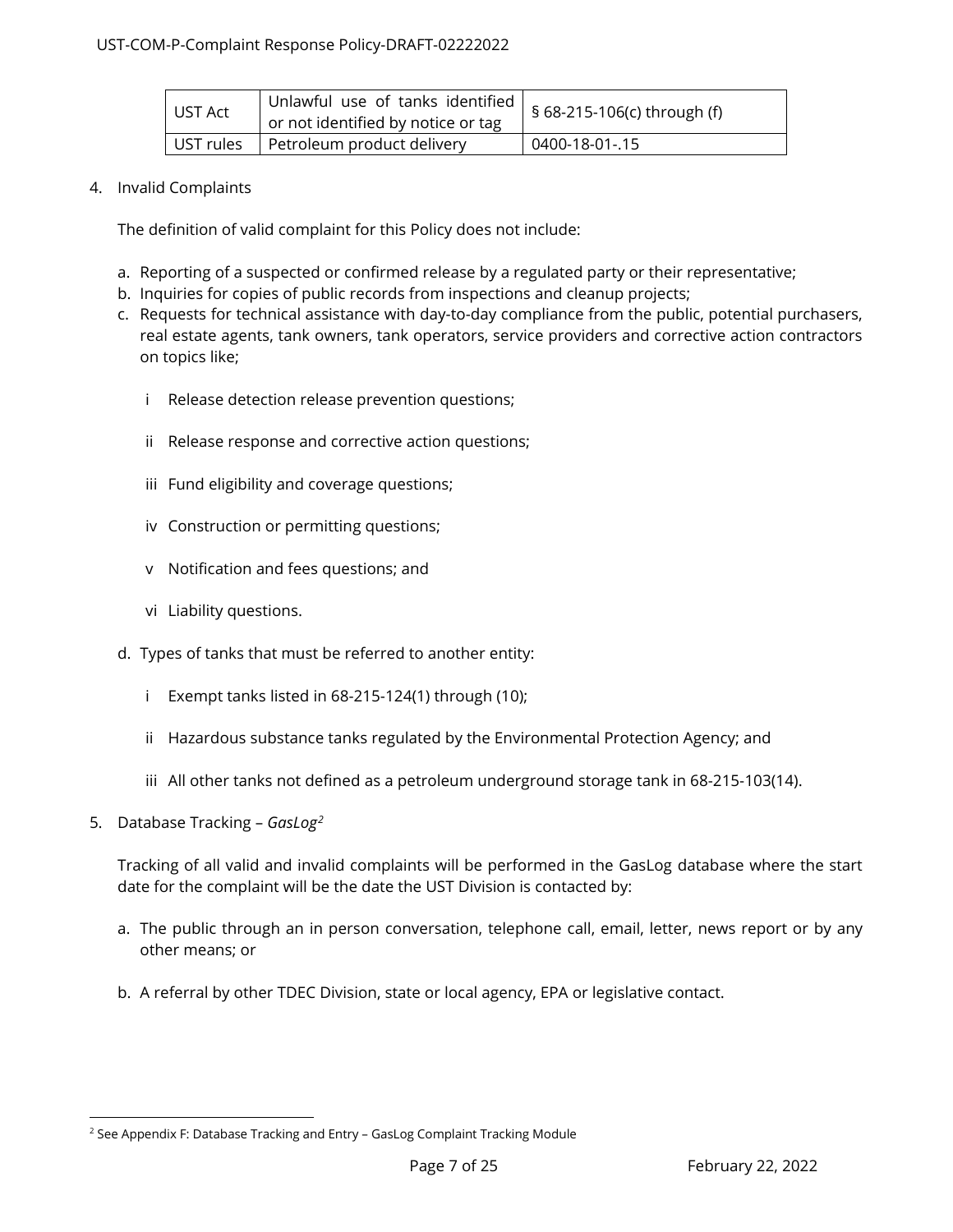| UST Act | Unlawful use of tanks identified or not identified by notice or tag | § 68-215-106(c) through (f) |
|---|---|---|
| UST rules | Petroleum product delivery | 0400-18-01-.15 |

4. Invalid Complaints

   The definition of valid complaint for this Policy does not include:

   a. Reporting of a suspected or confirmed release by a regulated party or their representative;
   b. Inquiries for copies of public records from inspections and cleanup projects;
   c. Requests for technical assistance with day-to-day compliance from the public, potential purchasers, real estate agents, tank owners, tank operators, service providers and corrective action contractors on topics like;

      i Release detection release prevention questions;

      ii Release response and corrective action questions;

      iii Fund eligibility and coverage questions;

      iv Construction or permitting questions;

      v Notification and fees questions; and

      vi Liability questions.

   d. Types of tanks that must be referred to another entity:

      i Exempt tanks listed in 68-215-124(1) through (10);

      ii Hazardous substance tanks regulated by the Environmental Protection Agency; and

      iii All other tanks not defined as a petroleum underground storage tank in 68-215-103(14).

5. Database Tracking – *GasLog*[2]

   Tracking of all valid and invalid complaints will be performed in the GasLog database where the start date for the complaint will be the date the UST Division is contacted by:

   a. The public through an in person conversation, telephone call, email, letter, news report or by any other means; or

   b. A referral by other TDEC Division, state or local agency, EPA or legislative contact.

[2] See Appendix F: Database Tracking and Entry – GasLog Complaint Tracking Module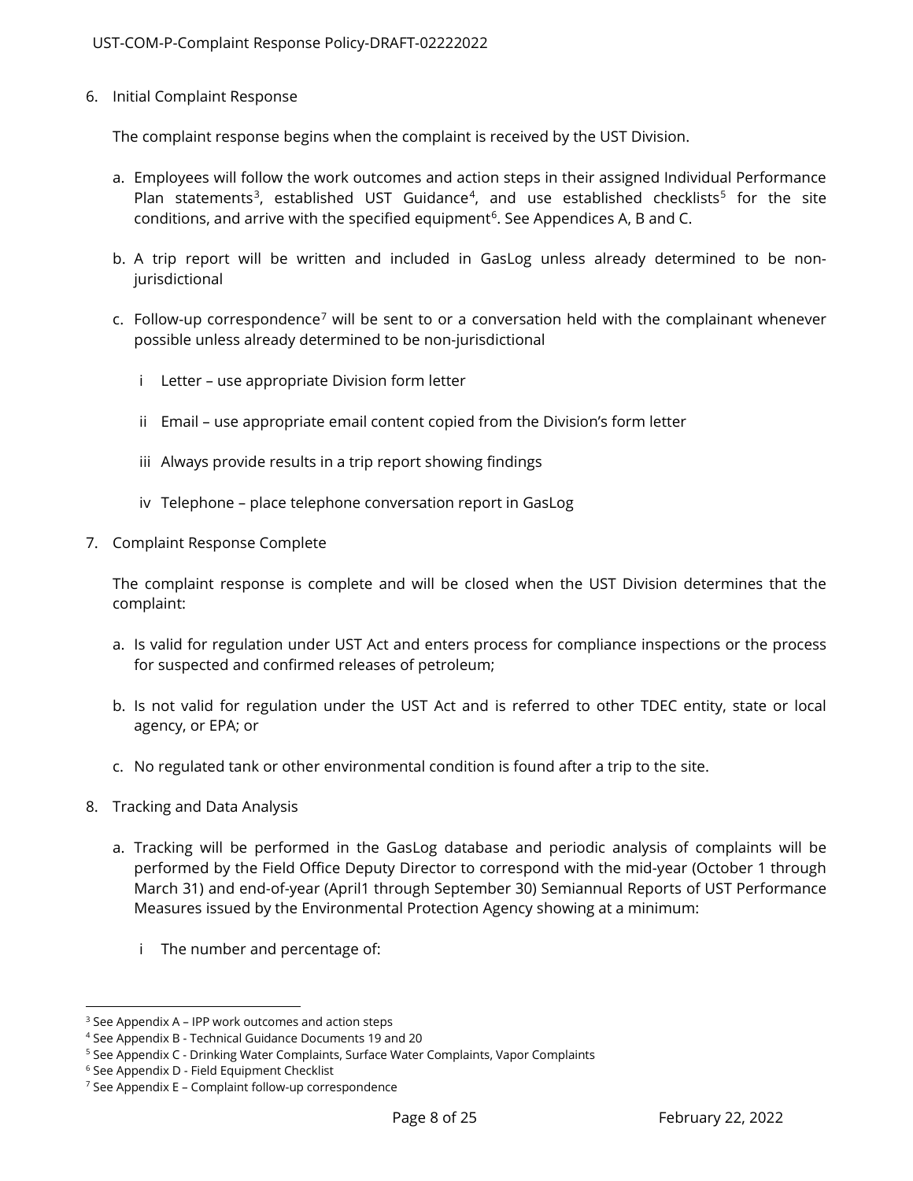6. Initial Complaint Response

   The complaint response begins when the complaint is received by the UST Division.

   a. Employees will follow the work outcomes and action steps in their assigned Individual Performance Plan statements[3], established UST Guidance[4], and use established checklists[5] for the site conditions, and arrive with the specified equipment[6]. See Appendices A, B and C.

   b. A trip report will be written and included in GasLog unless already determined to be non-jurisdictional

   c. Follow-up correspondence[7] will be sent to or a conversation held with the complainant whenever possible unless already determined to be non-jurisdictional

      i Letter – use appropriate Division form letter

      ii Email – use appropriate email content copied from the Division's form letter

      iii Always provide results in a trip report showing findings

      iv Telephone – place telephone conversation report in GasLog

7. Complaint Response Complete

   The complaint response is complete and will be closed when the UST Division determines that the complaint:

   a. Is valid for regulation under UST Act and enters process for compliance inspections or the process for suspected and confirmed releases of petroleum;

   b. Is not valid for regulation under the UST Act and is referred to other TDEC entity, state or local agency, or EPA; or

   c. No regulated tank or other environmental condition is found after a trip to the site.

8. Tracking and Data Analysis

   a. Tracking will be performed in the GasLog database and periodic analysis of complaints will be performed by the Field Office Deputy Director to correspond with the mid-year (October 1 through March 31) and end-of-year (April1 through September 30) Semiannual Reports of UST Performance Measures issued by the Environmental Protection Agency showing at a minimum:

      i The number and percentage of:

---

[3] See Appendix A – IPP work outcomes and action steps

[4] See Appendix B - Technical Guidance Documents 19 and 20

[5] See Appendix C - Drinking Water Complaints, Surface Water Complaints, Vapor Complaints

[6] See Appendix D - Field Equipment Checklist

[7] See Appendix E – Complaint follow-up correspondence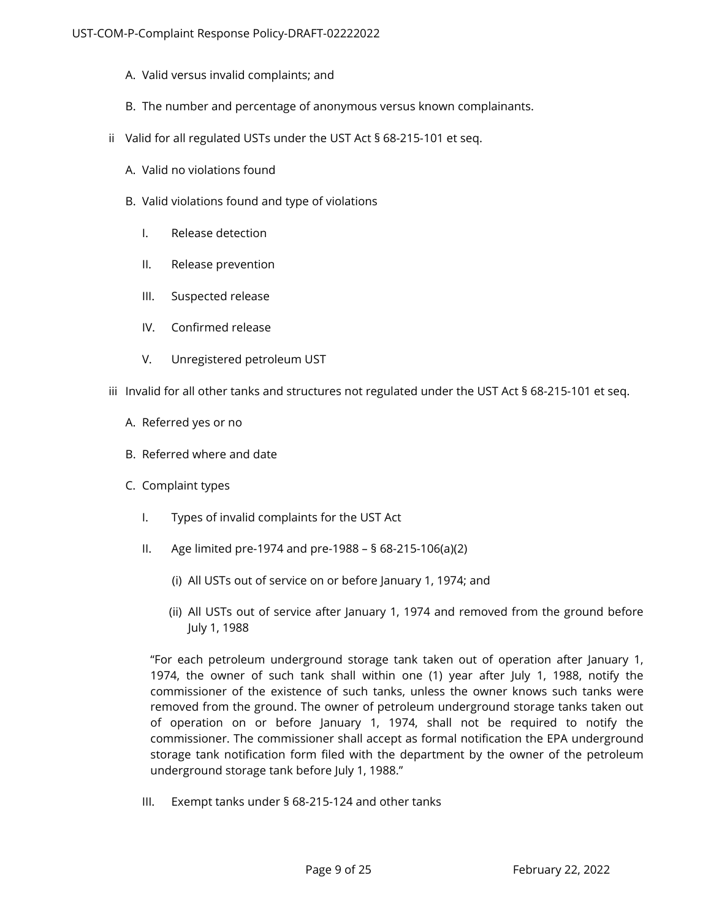- A. Valid versus invalid complaints; and
- B. The number and percentage of anonymous versus known complainants.

ii Valid for all regulated USTs under the UST Act § 68-215-101 et seq.

- A. Valid no violations found
- B. Valid violations found and type of violations
  - I. Release detection
  - II. Release prevention
  - III. Suspected release
  - IV. Confirmed release
  - V. Unregistered petroleum UST

iii Invalid for all other tanks and structures not regulated under the UST Act § 68-215-101 et seq.

- A. Referred yes or no
- B. Referred where and date
- C. Complaint types
  - I. Types of invalid complaints for the UST Act
  - II. Age limited pre-1974 and pre-1988 – § 68-215-106(a)(2)
    - (i) All USTs out of service on or before January 1, 1974; and
    - (ii) All USTs out of service after January 1, 1974 and removed from the ground before July 1, 1988

    "For each petroleum underground storage tank taken out of operation after January 1, 1974, the owner of such tank shall within one (1) year after July 1, 1988, notify the commissioner of the existence of such tanks, unless the owner knows such tanks were removed from the ground. The owner of petroleum underground storage tanks taken out of operation on or before January 1, 1974, shall not be required to notify the commissioner. The commissioner shall accept as formal notification the EPA underground storage tank notification form filed with the department by the owner of the petroleum underground storage tank before July 1, 1988."
  - III. Exempt tanks under § 68-215-124 and other tanks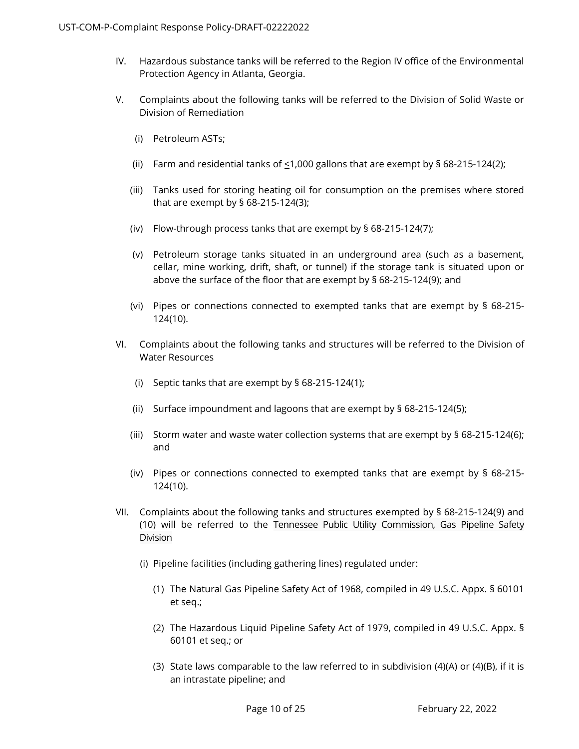IV. Hazardous substance tanks will be referred to the Region IV office of the Environmental Protection Agency in Atlanta, Georgia.

V. Complaints about the following tanks will be referred to the Division of Solid Waste or Division of Remediation

(i) Petroleum ASTs;

(ii) Farm and residential tanks of ≤1,000 gallons that are exempt by § 68-215-124(2);

(iii) Tanks used for storing heating oil for consumption on the premises where stored that are exempt by § 68-215-124(3);

(iv) Flow-through process tanks that are exempt by § 68-215-124(7);

(v) Petroleum storage tanks situated in an underground area (such as a basement, cellar, mine working, drift, shaft, or tunnel) if the storage tank is situated upon or above the surface of the floor that are exempt by § 68-215-124(9); and

(vi) Pipes or connections connected to exempted tanks that are exempt by § 68-215-124(10).

VI. Complaints about the following tanks and structures will be referred to the Division of Water Resources

(i) Septic tanks that are exempt by § 68-215-124(1);

(ii) Surface impoundment and lagoons that are exempt by § 68-215-124(5);

(iii) Storm water and waste water collection systems that are exempt by § 68-215-124(6); and

(iv) Pipes or connections connected to exempted tanks that are exempt by § 68-215-124(10).

VII. Complaints about the following tanks and structures exempted by § 68-215-124(9) and (10) will be referred to the Tennessee Public Utility Commission, Gas Pipeline Safety Division

(i) Pipeline facilities (including gathering lines) regulated under:

(1) The Natural Gas Pipeline Safety Act of 1968, compiled in 49 U.S.C. Appx. § 60101 et seq.;

(2) The Hazardous Liquid Pipeline Safety Act of 1979, compiled in 49 U.S.C. Appx. § 60101 et seq.; or

(3) State laws comparable to the law referred to in subdivision (4)(A) or (4)(B), if it is an intrastate pipeline; and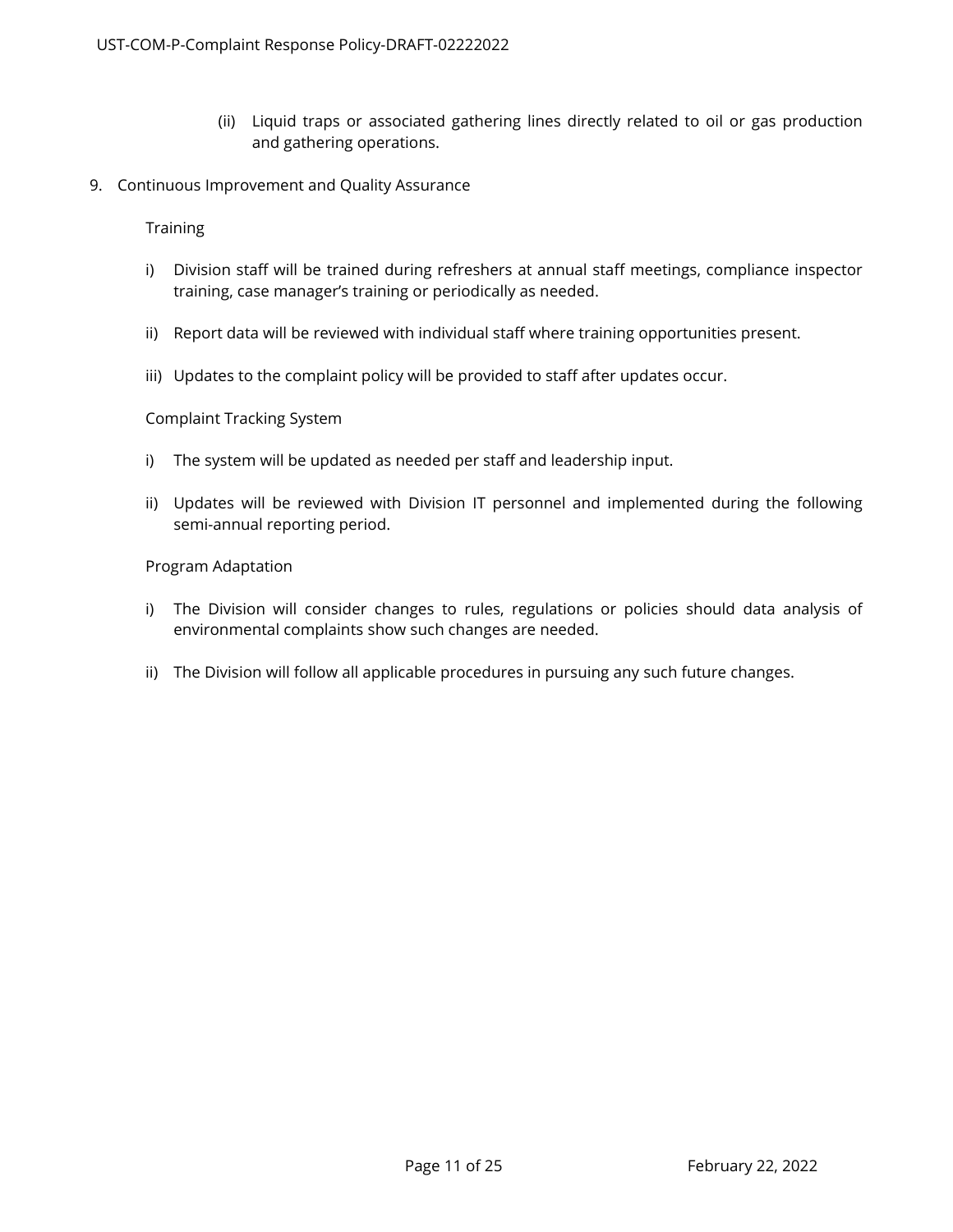(ii) Liquid traps or associated gathering lines directly related to oil or gas production and gathering operations.

9. Continuous Improvement and Quality Assurance

Training

i) Division staff will be trained during refreshers at annual staff meetings, compliance inspector training, case manager's training or periodically as needed.

ii) Report data will be reviewed with individual staff where training opportunities present.

iii) Updates to the complaint policy will be provided to staff after updates occur.

Complaint Tracking System

i) The system will be updated as needed per staff and leadership input.

ii) Updates will be reviewed with Division IT personnel and implemented during the following semi-annual reporting period.

Program Adaptation

i) The Division will consider changes to rules, regulations or policies should data analysis of environmental complaints show such changes are needed.

ii) The Division will follow all applicable procedures in pursuing any such future changes.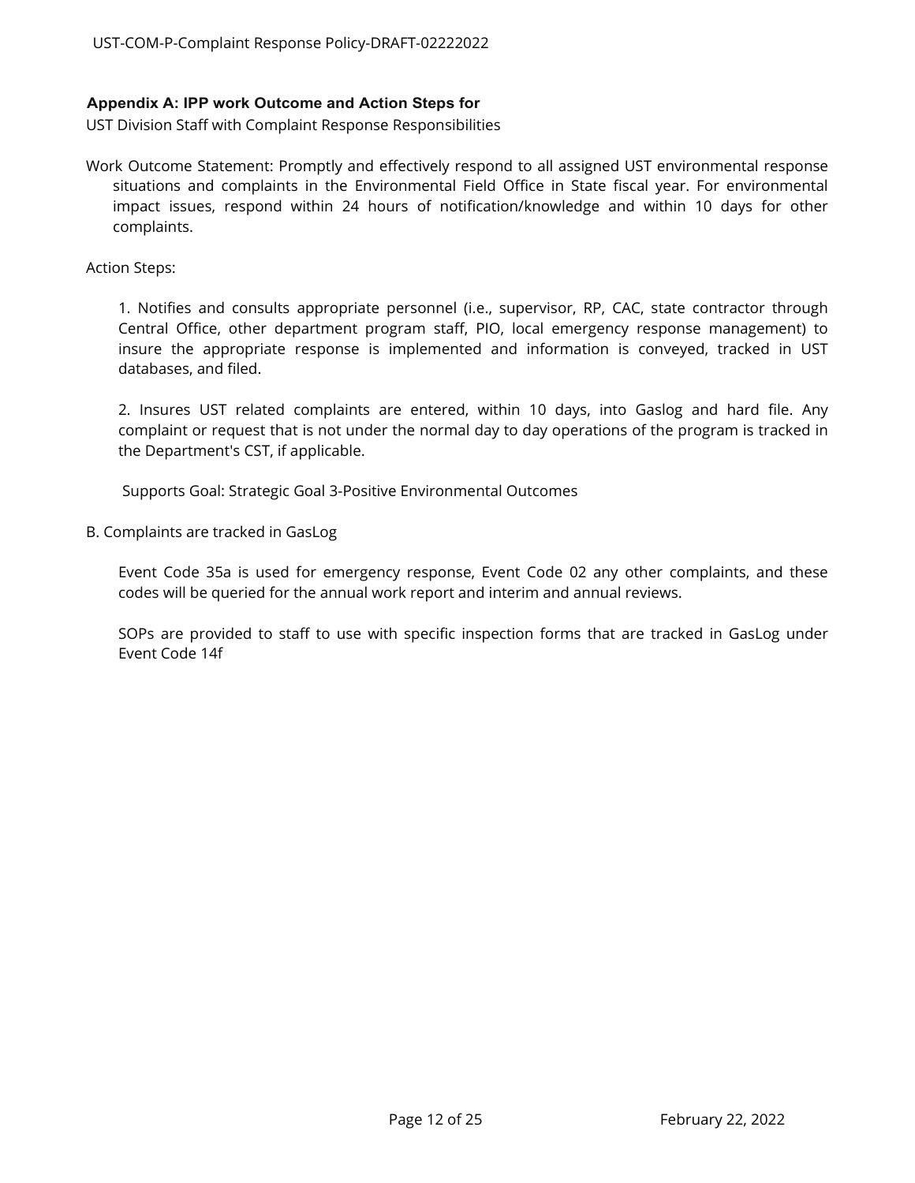### Appendix A: IPP work Outcome and Action Steps for

UST Division Staff with Complaint Response Responsibilities

Work Outcome Statement: Promptly and effectively respond to all assigned UST environmental response situations and complaints in the Environmental Field Office in State fiscal year. For environmental impact issues, respond within 24 hours of notification/knowledge and within 10 days for other complaints.

Action Steps:

1. Notifies and consults appropriate personnel (i.e., supervisor, RP, CAC, state contractor through Central Office, other department program staff, PIO, local emergency response management) to insure the appropriate response is implemented and information is conveyed, tracked in UST databases, and filed.

2. Insures UST related complaints are entered, within 10 days, into Gaslog and hard file. Any complaint or request that is not under the normal day to day operations of the program is tracked in the Department's CST, if applicable.

Supports Goal: Strategic Goal 3-Positive Environmental Outcomes

B. Complaints are tracked in GasLog

Event Code 35a is used for emergency response, Event Code 02 any other complaints, and these codes will be queried for the annual work report and interim and annual reviews.

SOPs are provided to staff to use with specific inspection forms that are tracked in GasLog under Event Code 14f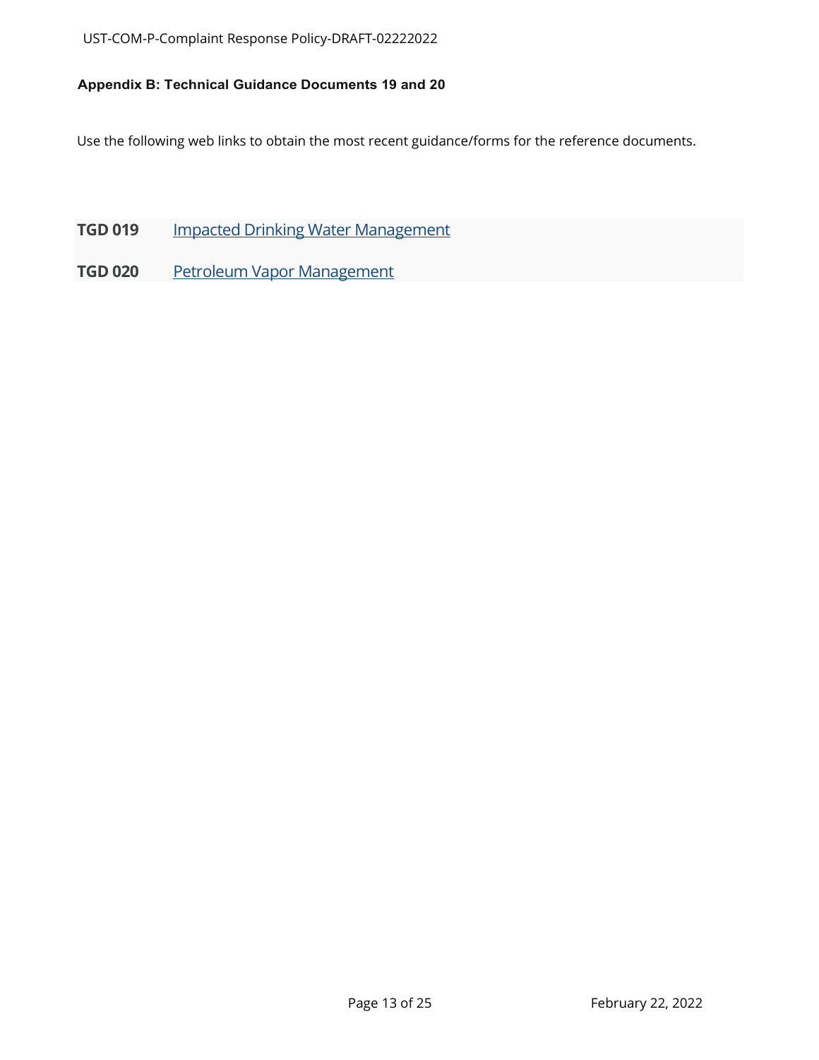## Appendix B: Technical Guidance Documents 19 and 20

Use the following web links to obtain the most recent guidance/forms for the reference documents.

| | |
|---|---|
| **TGD 019** | Impacted Drinking Water Management |
| **TGD 020** | Petroleum Vapor Management |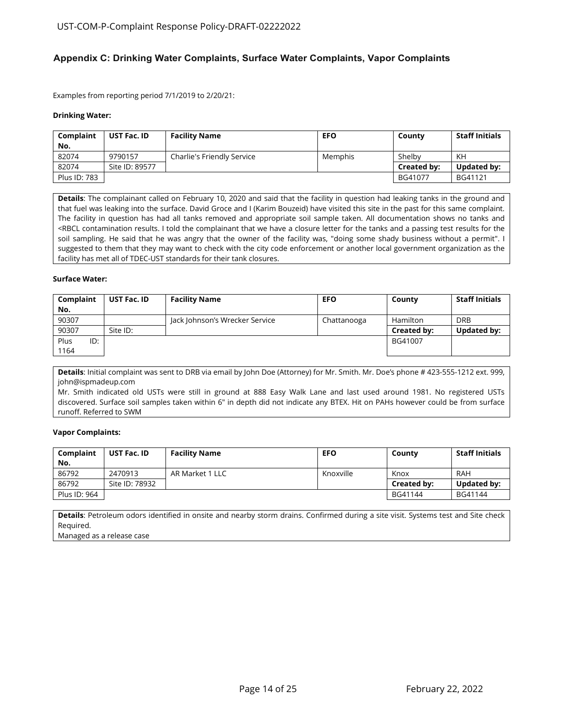## Appendix C: Drinking Water Complaints, Surface Water Complaints, Vapor Complaints

Examples from reporting period 7/1/2019 to 2/20/21:

**Drinking Water:**

| Complaint No. | UST Fac. ID | Facility Name | EFO | County | Staff Initials |
|---|---|---|---|---|---|
| 82074 | 9790157 | Charlie's Friendly Service | Memphis | Shelby | KH |
| 82074 | Site ID: 89577 | | | **Created by:** | **Updated by:** |
| Plus ID: 783 | | | | BG41077 | BG41121 |

**Details**: The complainant called on February 10, 2020 and said that the facility in question had leaking tanks in the ground and that fuel was leaking into the surface. David Groce and I (Karim Bouzeid) have visited this site in the past for this same complaint. The facility in question has had all tanks removed and appropriate soil sample taken. All documentation shows no tanks and <RBCL contamination results. I told the complainant that we have a closure letter for the tanks and a passing test results for the soil sampling. He said that he was angry that the owner of the facility was, "doing some shady business without a permit". I suggested to them that they may want to check with the city code enforcement or another local government organization as the facility has met all of TDEC-UST standards for their tank closures.

**Surface Water:**

| Complaint No. | UST Fac. ID | Facility Name | EFO | County | Staff Initials |
|---|---|---|---|---|---|
| 90307 | | Jack Johnson's Wrecker Service | Chattanooga | Hamilton | DRB |
| 90307 | Site ID: | | | **Created by:** | **Updated by:** |
| Plus ID: 1164 | | | | BG41007 | |

**Details**: Initial complaint was sent to DRB via email by John Doe (Attorney) for Mr. Smith. Mr. Doe's phone # 423-555-1212 ext. 999, john@ispmadeup.com
Mr. Smith indicated old USTs were still in ground at 888 Easy Walk Lane and last used around 1981. No registered USTs discovered. Surface soil samples taken within 6" in depth did not indicate any BTEX. Hit on PAHs however could be from surface runoff. Referred to SWM

**Vapor Complaints:**

| Complaint No. | UST Fac. ID | Facility Name | EFO | County | Staff Initials |
|---|---|---|---|---|---|
| 86792 | 2470913 | AR Market 1 LLC | Knoxville | Knox | RAH |
| 86792 | Site ID: 78932 | | | **Created by:** | **Updated by:** |
| Plus ID: 964 | | | | BG41144 | BG41144 |

**Details**: Petroleum odors identified in onsite and nearby storm drains. Confirmed during a site visit. Systems test and Site check Required.
Managed as a release case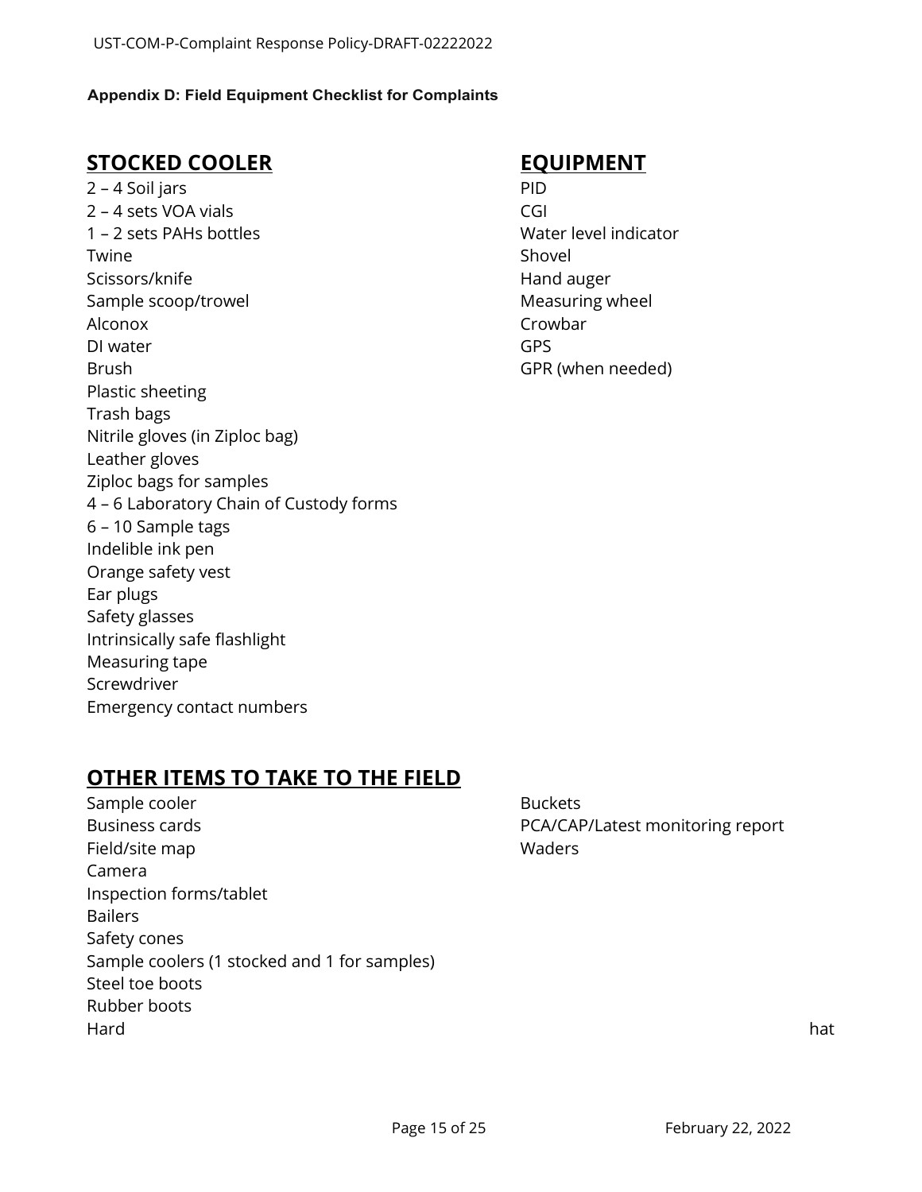### Appendix D: Field Equipment Checklist for Complaints

## STOCKED COOLER

2 – 4 Soil jars
2 – 4 sets VOA vials
1 – 2 sets PAHs bottles
Twine
Scissors/knife
Sample scoop/trowel
Alconox
DI water
Brush
Plastic sheeting
Trash bags
Nitrile gloves (in Ziploc bag)
Leather gloves
Ziploc bags for samples
4 – 6 Laboratory Chain of Custody forms
6 – 10 Sample tags
Indelible ink pen
Orange safety vest
Ear plugs
Safety glasses
Intrinsically safe flashlight
Measuring tape
Screwdriver
Emergency contact numbers

## EQUIPMENT

PID
CGI
Water level indicator
Shovel
Hand auger
Measuring wheel
Crowbar
GPS
GPR (when needed)

## OTHER ITEMS TO TAKE TO THE FIELD

Sample cooler
Business cards
Field/site map
Camera
Inspection forms/tablet
Bailers
Safety cones
Sample coolers (1 stocked and 1 for samples)
Steel toe boots
Rubber boots
Hard hat
Buckets
PCA/CAP/Latest monitoring report
Waders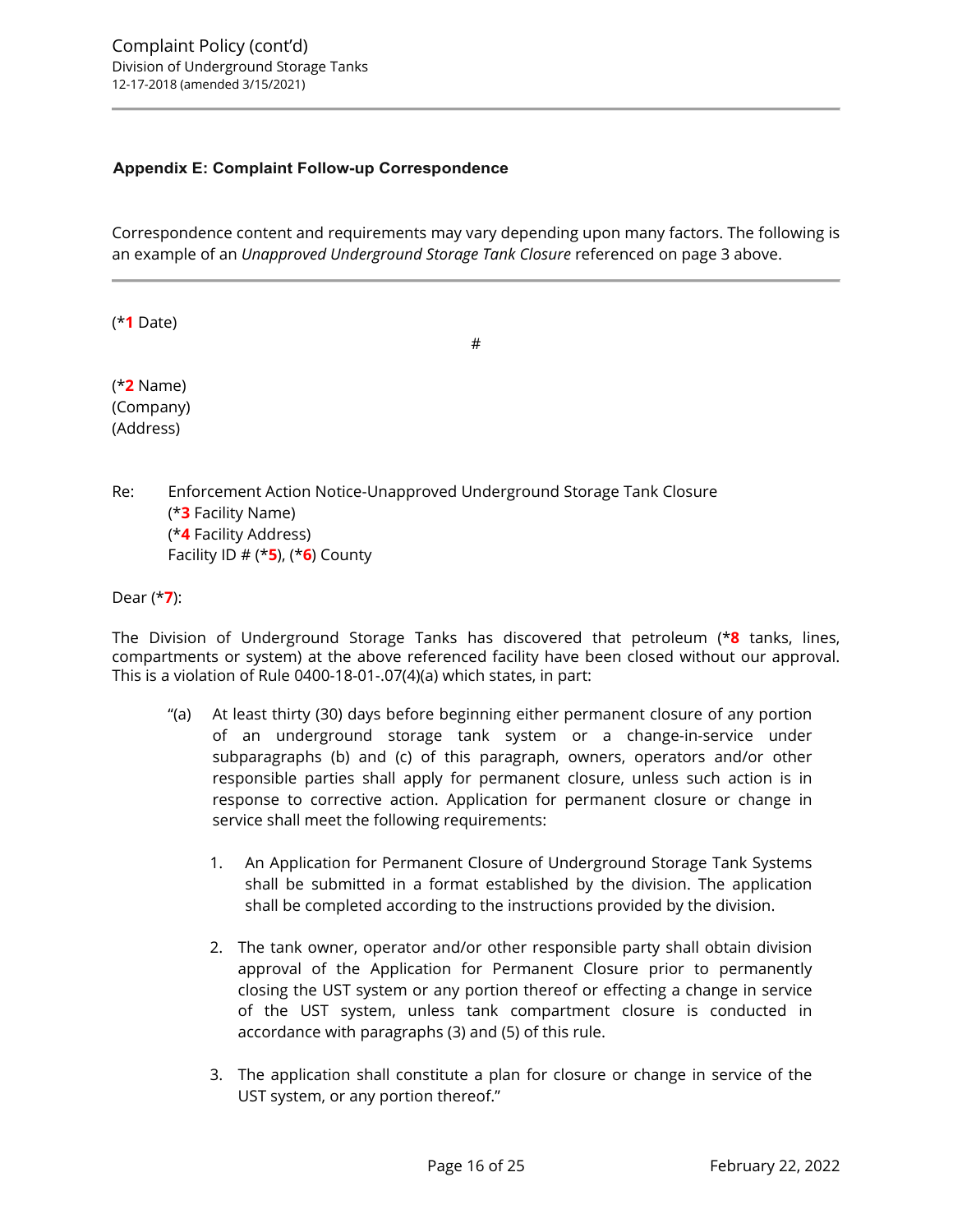### Appendix E: Complaint Follow-up Correspondence

Correspondence content and requirements may vary depending upon many factors. The following is an example of an *Unapproved Underground Storage Tank Closure* referenced on page 3 above.

---

(***1** Date)

#

(***2** Name)
(Company)
(Address)

Re: Enforcement Action Notice-Unapproved Underground Storage Tank Closure
(***3** Facility Name)
(***4** Facility Address)
Facility ID # (***5**), (***6**) County

Dear (***7**):

The Division of Underground Storage Tanks has discovered that petroleum (***8** tanks, lines, compartments or system) at the above referenced facility have been closed without our approval. This is a violation of Rule 0400-18-01-.07(4)(a) which states, in part:

> "(a) At least thirty (30) days before beginning either permanent closure of any portion of an underground storage tank system or a change-in-service under subparagraphs (b) and (c) of this paragraph, owners, operators and/or other responsible parties shall apply for permanent closure, unless such action is in response to corrective action. Application for permanent closure or change in service shall meet the following requirements:
>
> 1. An Application for Permanent Closure of Underground Storage Tank Systems shall be submitted in a format established by the division. The application shall be completed according to the instructions provided by the division.
>
> 2. The tank owner, operator and/or other responsible party shall obtain division approval of the Application for Permanent Closure prior to permanently closing the UST system or any portion thereof or effecting a change in service of the UST system, unless tank compartment closure is conducted in accordance with paragraphs (3) and (5) of this rule.
>
> 3. The application shall constitute a plan for closure or change in service of the UST system, or any portion thereof."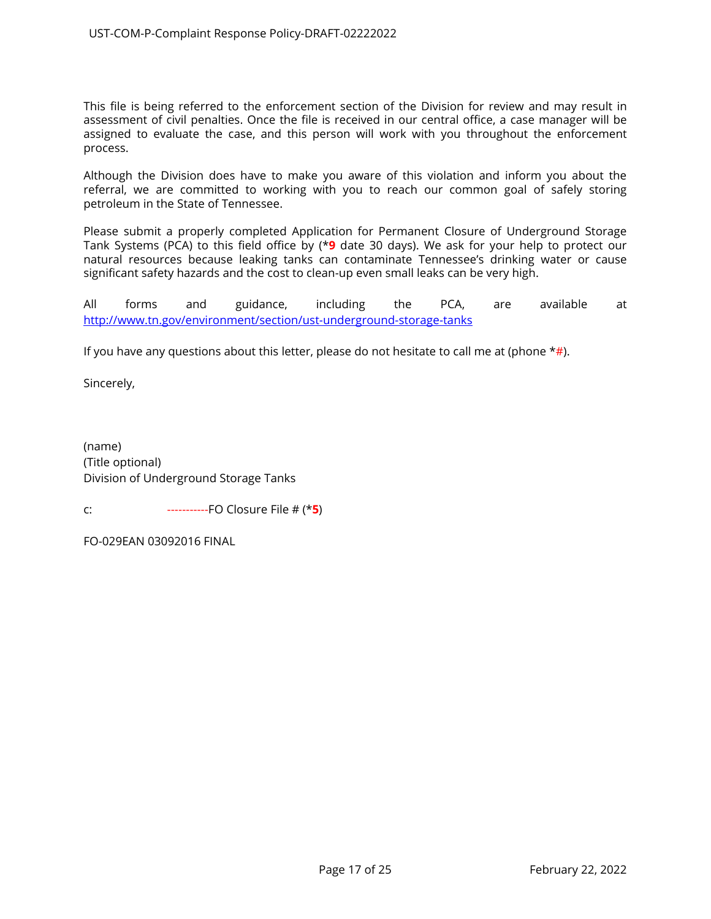This file is being referred to the enforcement section of the Division for review and may result in assessment of civil penalties. Once the file is received in our central office, a case manager will be assigned to evaluate the case, and this person will work with you throughout the enforcement process.

Although the Division does have to make you aware of this violation and inform you about the referral, we are committed to working with you to reach our common goal of safely storing petroleum in the State of Tennessee.

Please submit a properly completed Application for Permanent Closure of Underground Storage Tank Systems (PCA) to this field office by (***9** date 30 days). We ask for your help to protect our natural resources because leaking tanks can contaminate Tennessee's drinking water or cause significant safety hazards and the cost to clean-up even small leaks can be very high.

All forms and guidance, including the PCA, are available at [http://www.tn.gov/environment/section/ust-underground-storage-tanks](http://www.tn.gov/environment/section/ust-underground-storage-tanks)

If you have any questions about this letter, please do not hesitate to call me at (phone *#).

Sincerely,

(name)
(Title optional)
Division of Underground Storage Tanks

c: -----------FO Closure File # (***5**)

FO-029EAN 03092016 FINAL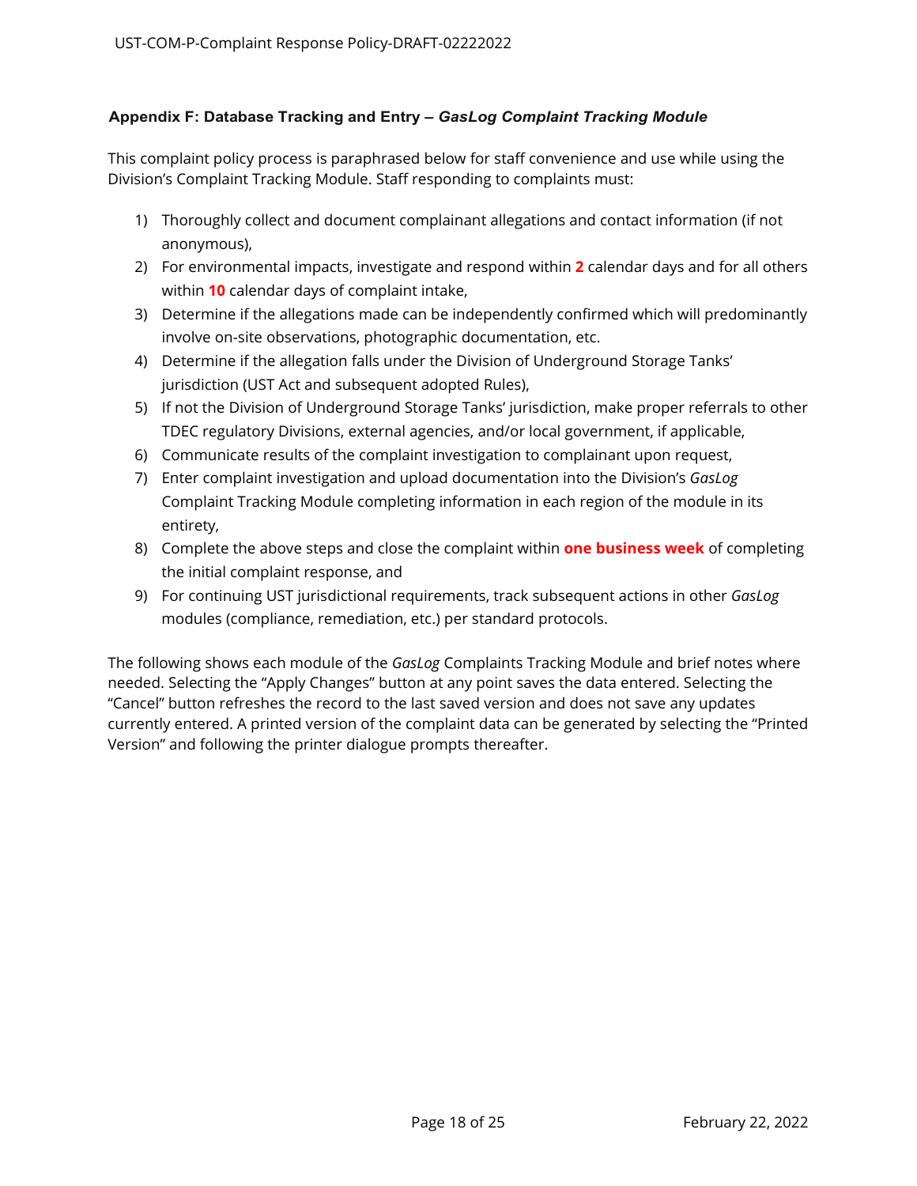### Appendix F: Database Tracking and Entry – *GasLog Complaint Tracking Module*

This complaint policy process is paraphrased below for staff convenience and use while using the Division's Complaint Tracking Module. Staff responding to complaints must:

1) Thoroughly collect and document complainant allegations and contact information (if not anonymous),
2) For environmental impacts, investigate and respond within **2** calendar days and for all others within **10** calendar days of complaint intake,
3) Determine if the allegations made can be independently confirmed which will predominantly involve on-site observations, photographic documentation, etc.
4) Determine if the allegation falls under the Division of Underground Storage Tanks' jurisdiction (UST Act and subsequent adopted Rules),
5) If not the Division of Underground Storage Tanks' jurisdiction, make proper referrals to other TDEC regulatory Divisions, external agencies, and/or local government, if applicable,
6) Communicate results of the complaint investigation to complainant upon request,
7) Enter complaint investigation and upload documentation into the Division's *GasLog* Complaint Tracking Module completing information in each region of the module in its entirety,
8) Complete the above steps and close the complaint within **one business week** of completing the initial complaint response, and
9) For continuing UST jurisdictional requirements, track subsequent actions in other *GasLog* modules (compliance, remediation, etc.) per standard protocols.

The following shows each module of the *GasLog* Complaints Tracking Module and brief notes where needed. Selecting the "Apply Changes" button at any point saves the data entered. Selecting the "Cancel" button refreshes the record to the last saved version and does not save any updates currently entered. A printed version of the complaint data can be generated by selecting the "Printed Version" and following the printer dialogue prompts thereafter.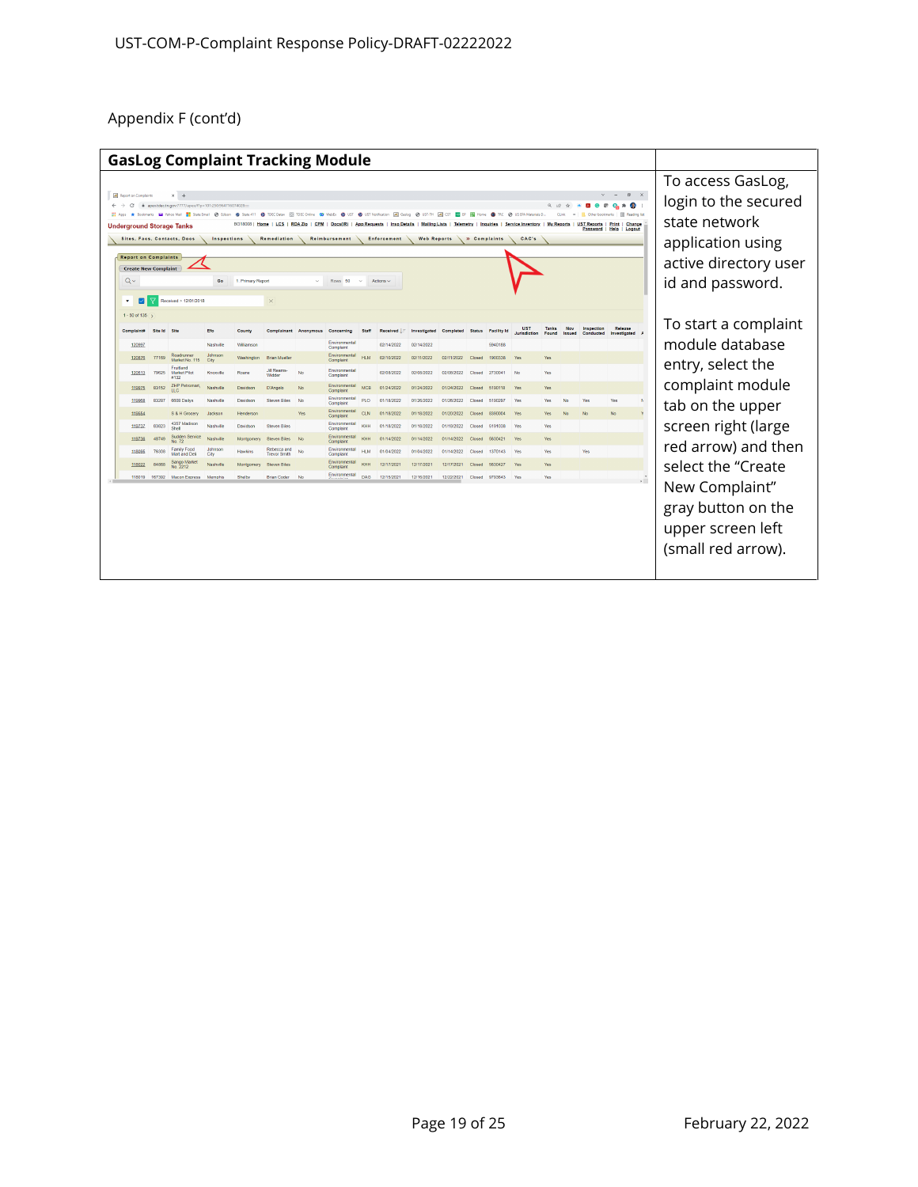Appendix F (cont'd)

| GasLog Complaint Tracking Module | |
|---|---|
| | To access GasLog, login to the secured state network application using active directory user id and password.<br><br>To start a complaint module database entry, select the complaint module tab on the upper screen right (large red arrow) and then select the "Create New Complaint" gray button on the upper screen left (small red arrow). |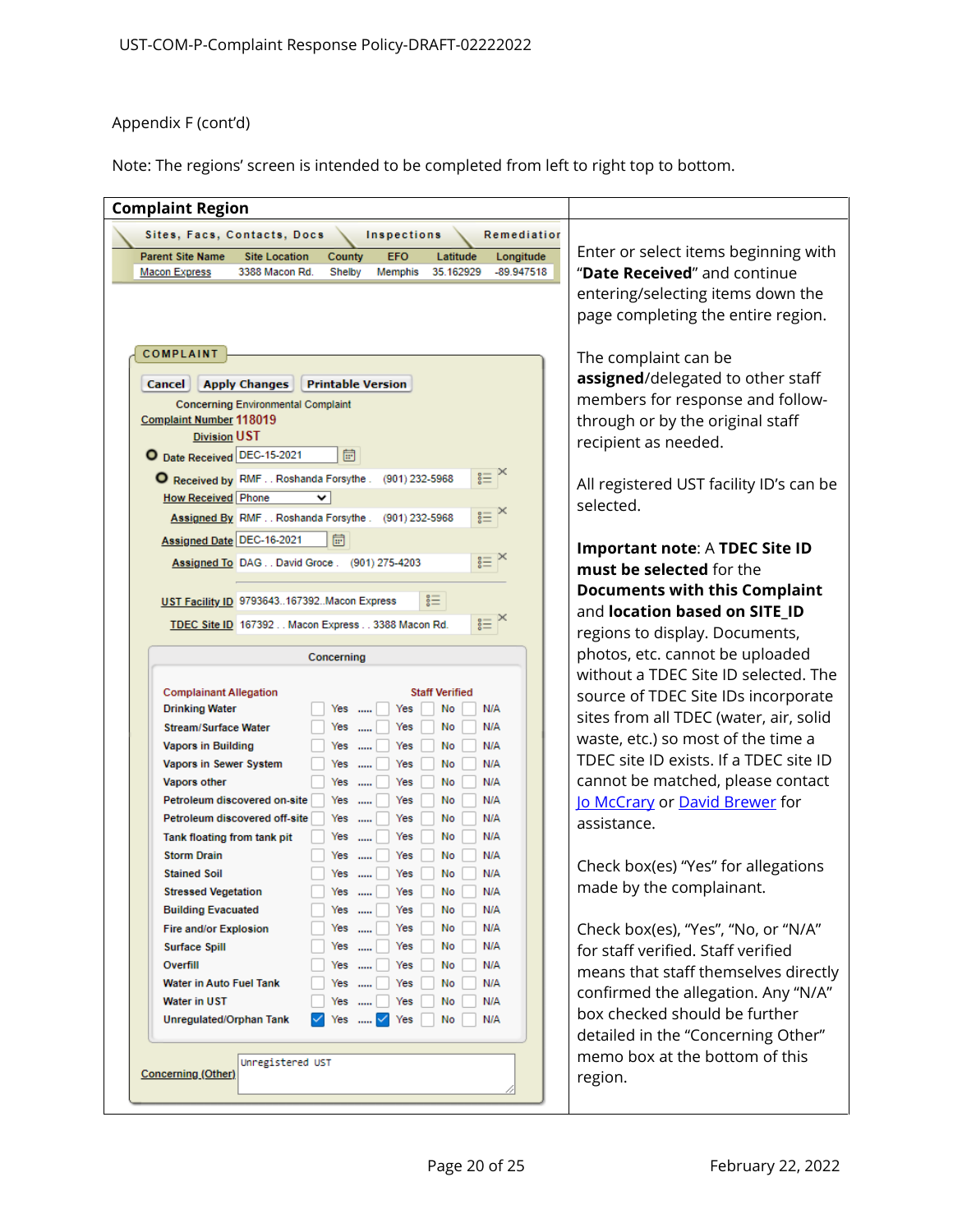Appendix F (cont'd)

Note: The regions' screen is intended to be completed from left to right top to bottom.

| Complaint Region | |
|---|---|
| Sites, Facs, Contacts, Docs / Inspections / Remediation<br>Parent Site Name: Macon Express; Site Location: 3388 Macon Rd.; County: Shelby; EFO: Memphis; Latitude: 35.162929; Longitude: -89.947518<br><br>COMPLAINT<br>Cancel / Apply Changes / Printable Version<br>Concerning Environmental Complaint<br>Complaint Number 118019<br>Division UST<br>Date Received DEC-15-2021<br>Received by RMF . . Roshanda Forsythe . (901) 232-5968<br>How Received Phone<br>Assigned By RMF . . Roshanda Forsythe . (901) 232-5968<br>Assigned Date DEC-16-2021<br>Assigned To DAG . . David Groce . (901) 275-4203<br>UST Facility ID 9793643..167392..Macon Express<br>TDEC Site ID 167392 . . Macon Express . . 3388 Macon Rd.<br><br>Concerning<br>Complainant Allegation / Staff Verified<br>Drinking Water: Yes ..... Yes / No / N/A<br>Stream/Surface Water: Yes ..... Yes / No / N/A<br>Vapors in Building: Yes ..... Yes / No / N/A<br>Vapors in Sewer System: Yes ..... Yes / No / N/A<br>Vapors other: Yes ..... Yes / No / N/A<br>Petroleum discovered on-site: Yes ..... Yes / No / N/A<br>Petroleum discovered off-site: Yes ..... Yes / No / N/A<br>Tank floating from tank pit: Yes ..... Yes / No / N/A<br>Storm Drain: Yes ..... Yes / No / N/A<br>Stained Soil: Yes ..... Yes / No / N/A<br>Stressed Vegetation: Yes ..... Yes / No / N/A<br>Building Evacuated: Yes ..... Yes / No / N/A<br>Fire and/or Explosion: Yes ..... Yes / No / N/A<br>Surface Spill: Yes ..... Yes / No / N/A<br>Overfill: Yes ..... Yes / No / N/A<br>Water in Auto Fuel Tank: Yes ..... Yes / No / N/A<br>Water in UST: Yes ..... Yes / No / N/A<br>Unregulated/Orphan Tank: ☑ Yes ..... ☑ Yes / No / N/A<br><br>Concerning (Other): Unregistered UST | Enter or select items beginning with "**Date Received**" and continue entering/selecting items down the page completing the entire region.<br><br>The complaint can be **assigned**/delegated to other staff members for response and follow-through or by the original staff recipient as needed.<br><br>All registered UST facility ID's can be selected.<br><br>**Important note**: A **TDEC Site ID must be selected** for the **Documents with this Complaint** and **location based on SITE_ID** regions to display. Documents, photos, etc. cannot be uploaded without a TDEC Site ID selected. The source of TDEC Site IDs incorporate sites from all TDEC (water, air, solid waste, etc.) so most of the time a TDEC site ID exists. If a TDEC site ID cannot be matched, please contact Jo McCrary or David Brewer for assistance.<br><br>Check box(es) "Yes" for allegations made by the complainant.<br><br>Check box(es), "Yes", "No, or "N/A" for staff verified. Staff verified means that staff themselves directly confirmed the allegation. Any "N/A" box checked should be further detailed in the "Concerning Other" memo box at the bottom of this region. |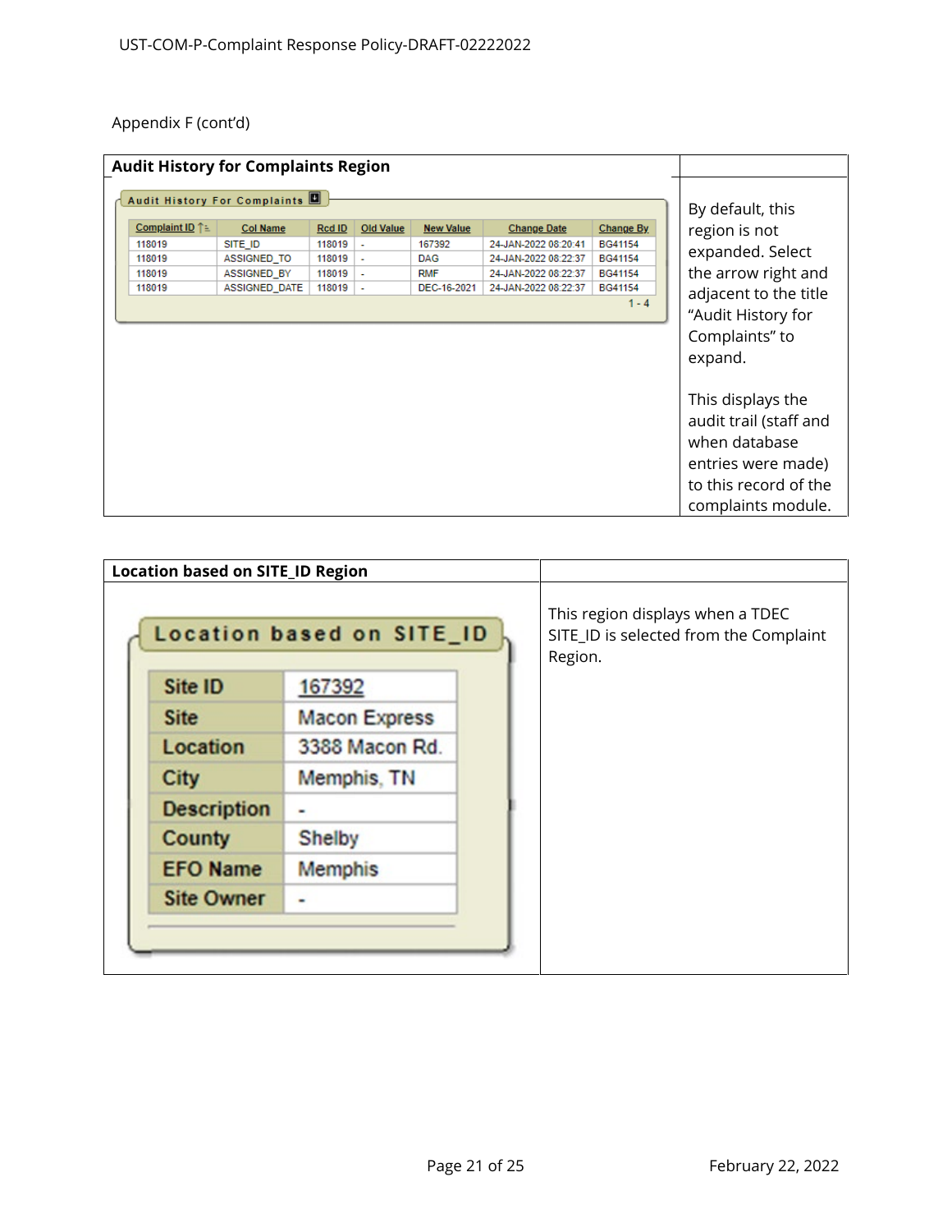Appendix F (cont'd)

| Audit History for Complaints Region | |
|---|---|
| **Audit History For Complaints** | By default, this region is not expanded. Select the arrow right and adjacent to the title "Audit History for Complaints" to expand.<br><br>This displays the audit trail (staff and when database entries were made) to this record of the complaints module. |

| Complaint ID | Col Name | Rcd ID | Old Value | New Value | Change Date | Change By |
|---|---|---|---|---|---|---|
| 118019 | SITE_ID | 118019 | - | 167392 | 24-JAN-2022 08:20:41 | BG41154 |
| 118019 | ASSIGNED_TO | 118019 | - | DAG | 24-JAN-2022 08:22:37 | BG41154 |
| 118019 | ASSIGNED_BY | 118019 | - | RMF | 24-JAN-2022 08:22:37 | BG41154 |
| 118019 | ASSIGNED_DATE | 118019 | - | DEC-16-2021 | 24-JAN-2022 08:22:37 | BG41154 |

1 - 4

| Location based on SITE_ID Region | |
|---|---|
| **Location based on SITE_ID** | This region displays when a TDEC SITE_ID is selected from the Complaint Region. |

| | |
|---|---|
| Site ID | 167392 |
| Site | Macon Express |
| Location | 3388 Macon Rd. |
| City | Memphis, TN |
| Description | - |
| County | Shelby |
| EFO Name | Memphis |
| Site Owner | - |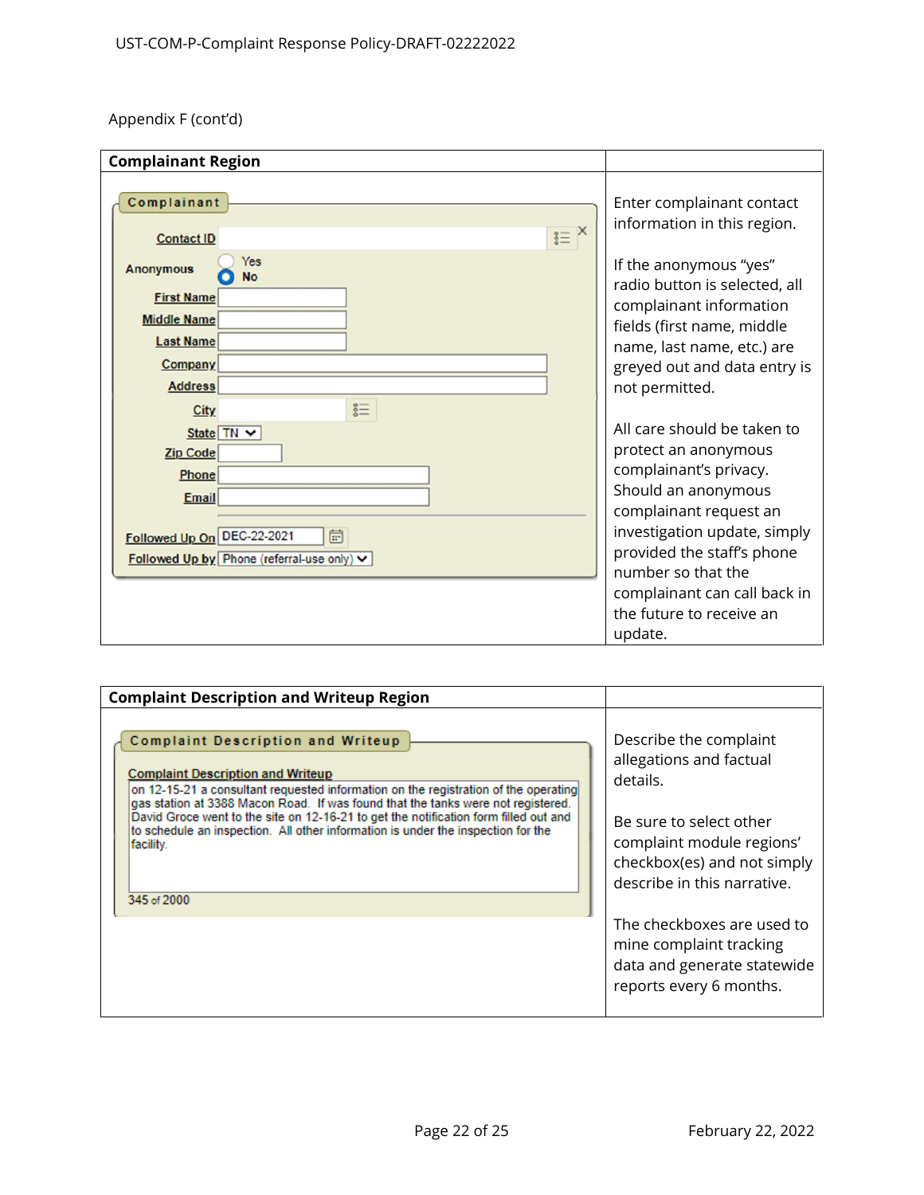Appendix F (cont'd)

| Complainant Region | |
|---|---|
| **Complainant**<br>Contact ID<br>Anonymous: Yes / No<br>First Name<br>Middle Name<br>Last Name<br>Company<br>Address<br>City<br>State: TN<br>Zip Code<br>Phone<br>Email<br>Followed Up On: DEC-22-2021<br>Followed Up by: Phone (referral-use only) | Enter complainant contact information in this region.<br><br>If the anonymous "yes" radio button is selected, all complainant information fields (first name, middle name, last name, etc.) are greyed out and data entry is not permitted.<br><br>All care should be taken to protect an anonymous complainant's privacy. Should an anonymous complainant request an investigation update, simply provided the staff's phone number so that the complainant can call back in the future to receive an update. |

| Complaint Description and Writeup Region | |
|---|---|
| **Complaint Description and Writeup**<br>Complaint Description and Writeup<br>on 12-15-21 a consultant requested information on the registration of the operating gas station at 3388 Macon Road. If was found that the tanks were not registered. David Groce went to the site on 12-16-21 to get the notification form filled out and to schedule an inspection. All other information is under the inspection for the facility.<br>345 of 2000 | Describe the complaint allegations and factual details.<br><br>Be sure to select other complaint module regions' checkbox(es) and not simply describe in this narrative.<br><br>The checkboxes are used to mine complaint tracking data and generate statewide reports every 6 months. |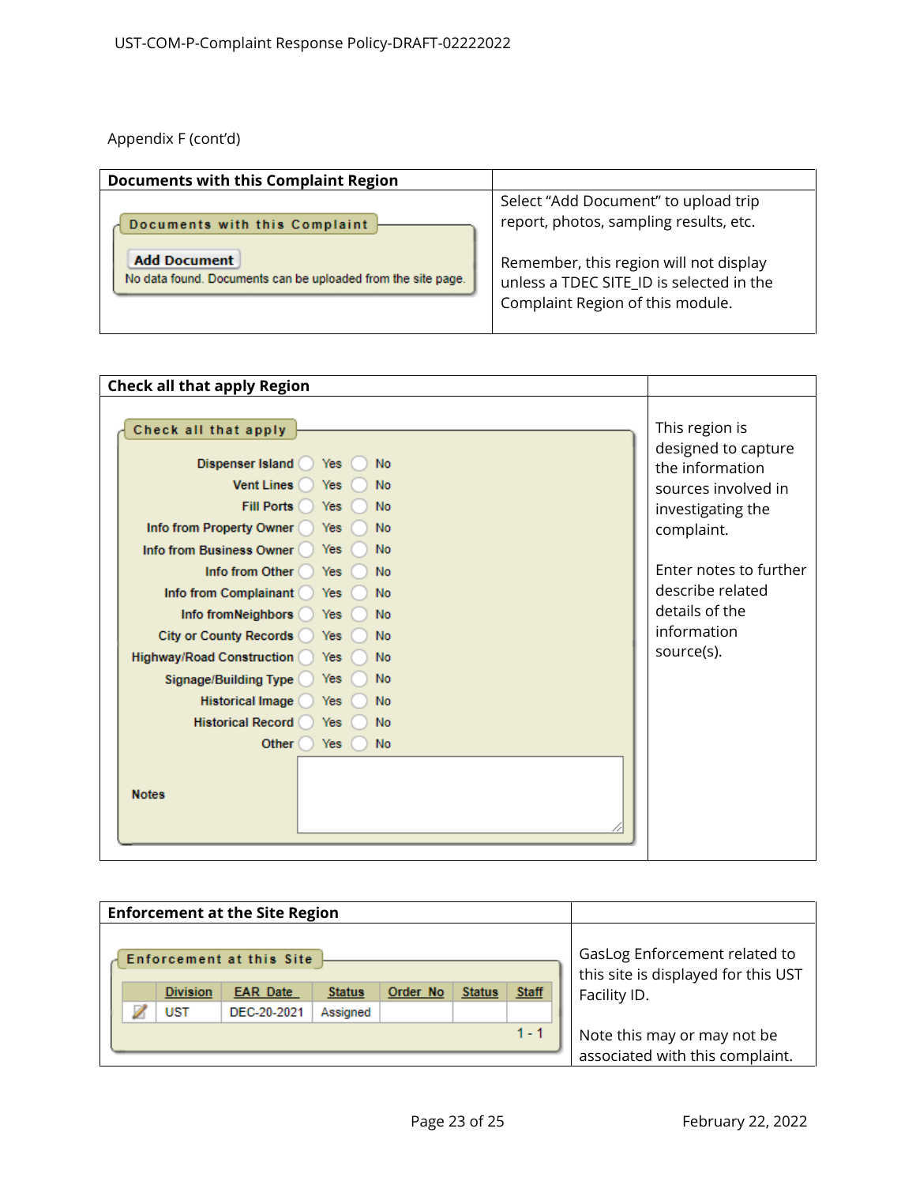Appendix F (cont'd)

| Documents with this Complaint Region | |
|---|---|
| **Documents with this Complaint**<br>Add Document<br>No data found. Documents can be uploaded from the site page. | Select "Add Document" to upload trip report, photos, sampling results, etc.<br><br>Remember, this region will not display unless a TDEC SITE_ID is selected in the Complaint Region of this module. |

| Check all that apply Region | |
|---|---|
| **Check all that apply**<br>Dispenser Island ◯ Yes ◯ No<br>Vent Lines ◯ Yes ◯ No<br>Fill Ports ◯ Yes ◯ No<br>Info from Property Owner ◯ Yes ◯ No<br>Info from Business Owner ◯ Yes ◯ No<br>Info from Other ◯ Yes ◯ No<br>Info from Complainant ◯ Yes ◯ No<br>Info fromNeighbors ◯ Yes ◯ No<br>City or County Records ◯ Yes ◯ No<br>Highway/Road Construction ◯ Yes ◯ No<br>Signage/Building Type ◯ Yes ◯ No<br>Historical Image ◯ Yes ◯ No<br>Historical Record ◯ Yes ◯ No<br>Other ◯ Yes ◯ No<br>Notes | This region is designed to capture the information sources involved in investigating the complaint.<br><br>Enter notes to further describe related details of the information source(s). |

| Enforcement at the Site Region | |
|---|---|
| **Enforcement at this Site**<br>Division: UST; EAR Date: DEC-20-2021; Status: Assigned; Order No: ; Status: ; Staff: <br>1 - 1 | GasLog Enforcement related to this site is displayed for this UST Facility ID.<br><br>Note this may or may not be associated with this complaint. |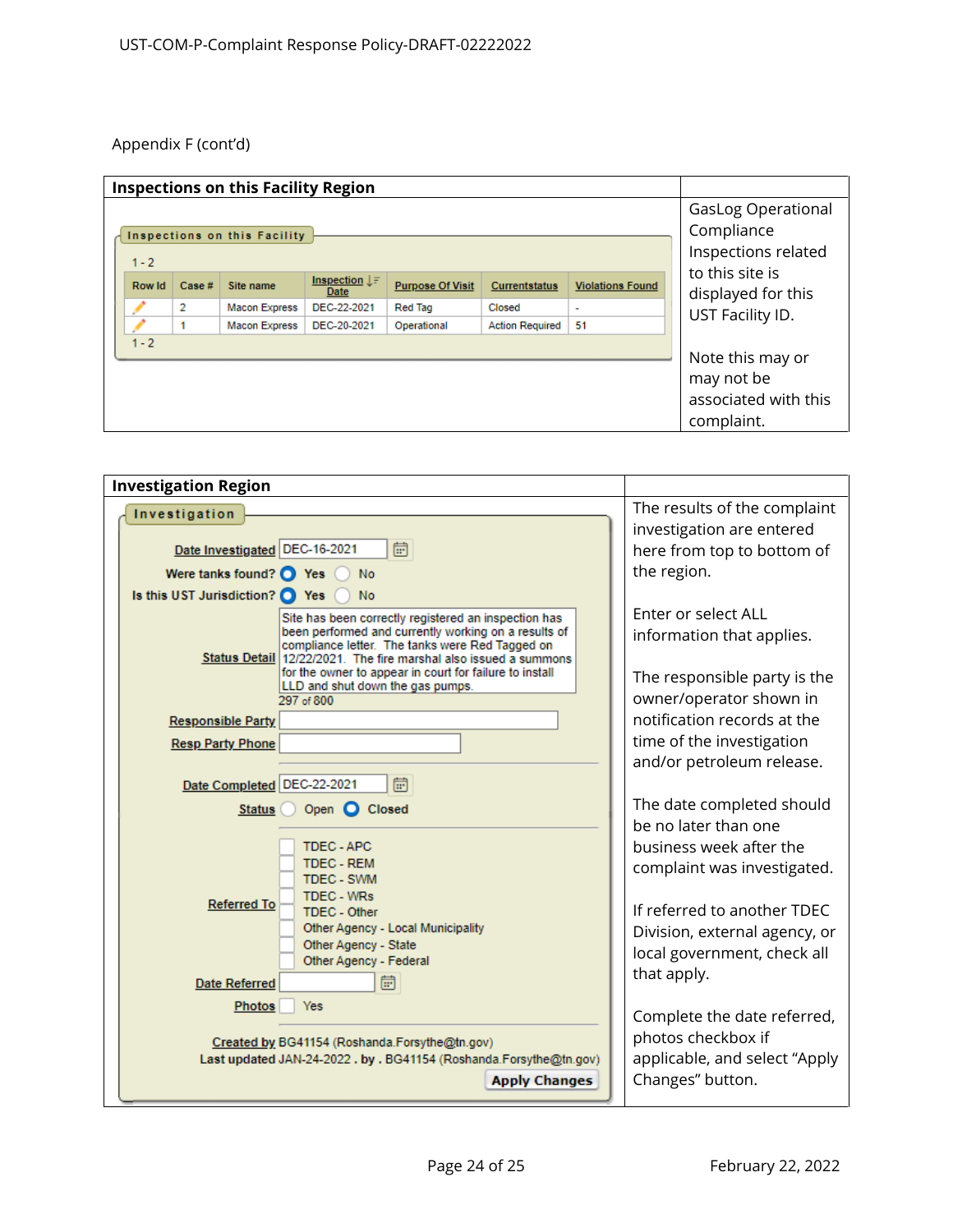Appendix F (cont'd)

| Inspections on this Facility Region | |
|---|---|
| **Inspections on this Facility**<br><br>1 - 2<br><br>Row Id \| Case # \| Site name \| Inspection Date \| Purpose Of Visit \| Currentstatus \| Violations Found<br>\| 2 \| Macon Express \| DEC-22-2021 \| Red Tag \| Closed \| -<br>\| 1 \| Macon Express \| DEC-20-2021 \| Operational \| Action Required \| 51<br><br>1 - 2 | GasLog Operational Compliance Inspections related to this site is displayed for this UST Facility ID.<br><br>Note this may or may not be associated with this complaint. |

| Investigation Region | |
|---|---|
| **Investigation**<br><br>Date Investigated: DEC-16-2021<br>Were tanks found? (•) Yes ( ) No<br>Is this UST Jurisdiction? (•) Yes ( ) No<br>Status Detail: Site has been correctly registered an inspection has been performed and currently working on a results of compliance letter. The tanks were Red Tagged on 12/22/2021. The fire marshal also issued a summons for the owner to appear in court for failure to install LLD and shut down the gas pumps.<br>297 of 800<br>Responsible Party:<br>Resp Party Phone:<br><br>Date Completed: DEC-22-2021<br>Status: ( ) Open (•) Closed<br><br>Referred To:<br>[ ] TDEC - APC<br>[ ] TDEC - REM<br>[ ] TDEC - SWM<br>[ ] TDEC - WRs<br>[ ] TDEC - Other<br>[ ] Other Agency - Local Municipality<br>[ ] Other Agency - State<br>[ ] Other Agency - Federal<br>Date Referred:<br>Photos: [ ] Yes<br><br>Created by BG41154 (Roshanda.Forsythe@tn.gov)<br>Last updated JAN-24-2022 . by . BG41154 (Roshanda.Forsythe@tn.gov)<br>[Apply Changes] | The results of the complaint investigation are entered here from top to bottom of the region.<br><br>Enter or select ALL information that applies.<br><br>The responsible party is the owner/operator shown in notification records at the time of the investigation and/or petroleum release.<br><br>The date completed should be no later than one business week after the complaint was investigated.<br><br>If referred to another TDEC Division, external agency, or local government, check all that apply.<br><br>Complete the date referred, photos checkbox if applicable, and select "Apply Changes" button. |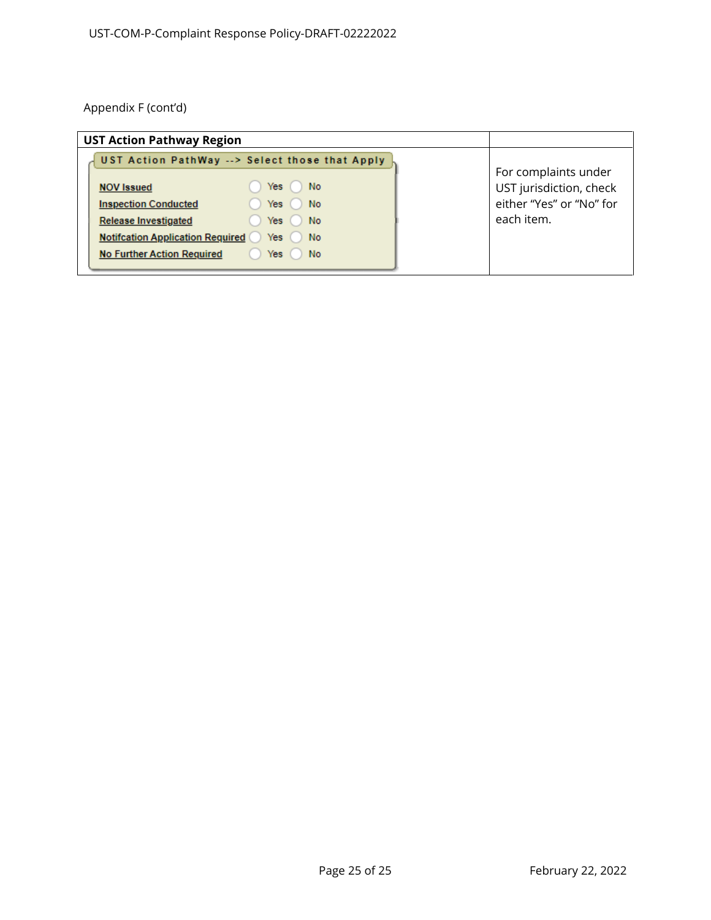Appendix F (cont'd)

| UST Action Pathway Region | |
|---|---|
| UST Action PathWay --> Select those that Apply<br><br>NOV Issued ○ Yes ○ No<br>Inspection Conducted ○ Yes ○ No<br>Release Investigated ○ Yes ○ No<br>Notifcation Application Required ○ Yes ○ No<br>No Further Action Required ○ Yes ○ No | For complaints under UST jurisdiction, check either "Yes" or "No" for each item. |